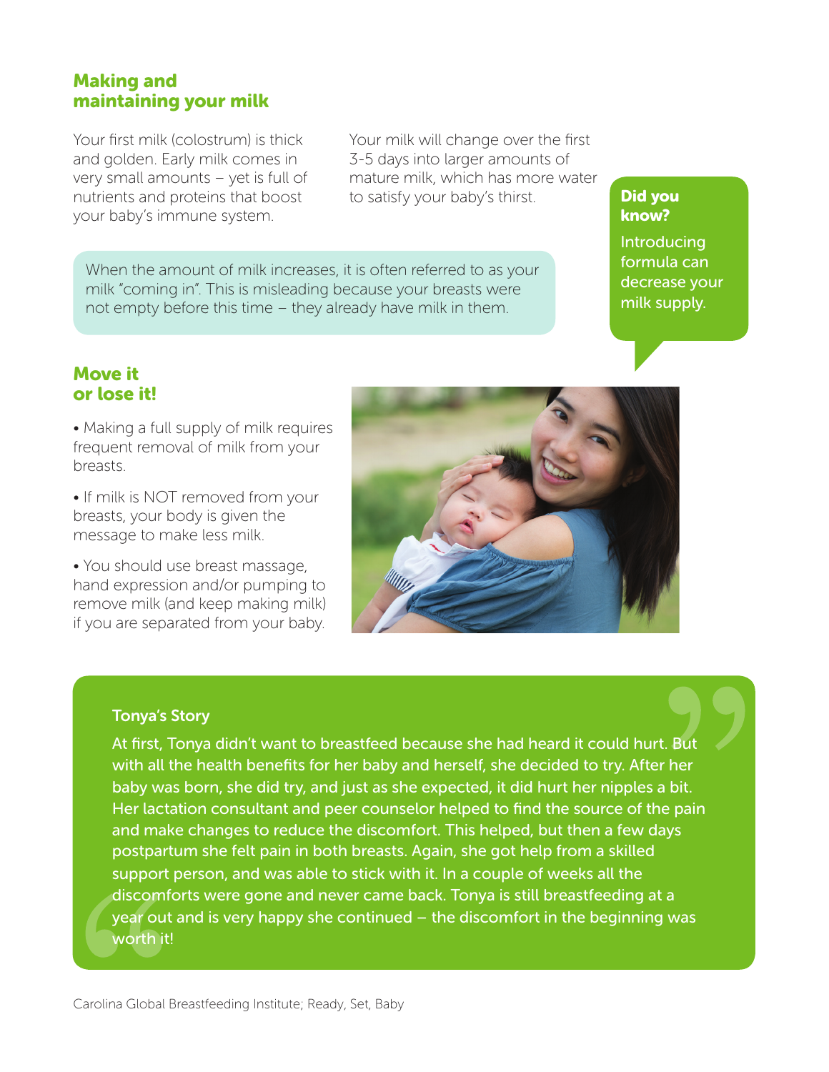## Making and maintaining your milk

Your first milk (colostrum) is thick and golden. Early milk comes in very small amounts – yet is full of nutrients and proteins that boost your baby's immune system.

Your milk will change over the first 3-5 days into larger amounts of mature milk, which has more water to satisfy your baby's thirst.

When the amount of milk increases, it is often referred to as your milk "coming in". This is misleading because your breasts were not empty before this time – they already have milk in them.

**Did you know?**

Introducing formula can decrease your milk supply.

## Move it or lose it!

- Making a full supply of milk requires frequent removal of milk from your breasts.
- If milk is NOT removed from your breasts, your body is given the message to make less milk.
- You should use breast massage, hand expression and/or pumping to remove milk (and keep making milk) if you are separated from your baby.

### Tonya's Story

At first, Tonya didn't want to breastfeed because she had heard it could hurt. But with all the health benefits for her baby and herself, she decided to try. After her baby was born, she did try, and just as she expected, it did hurt her nipples a bit. Her lactation consultant and peer counselor helped to find the source of the pain and make changes to reduce the discomfort. This helped, but then a few days postpartum she felt pain in both breasts. Again, she got help from a skilled support person, and was able to stick with it. In a couple of weeks all the discomforts were gone and never came back. Tonya is still breastfeeding at a year out and is very happy she continued – the discomfort in the beginning was worth it!

Carolina Global Breastfeeding Institute; Ready, Set, Baby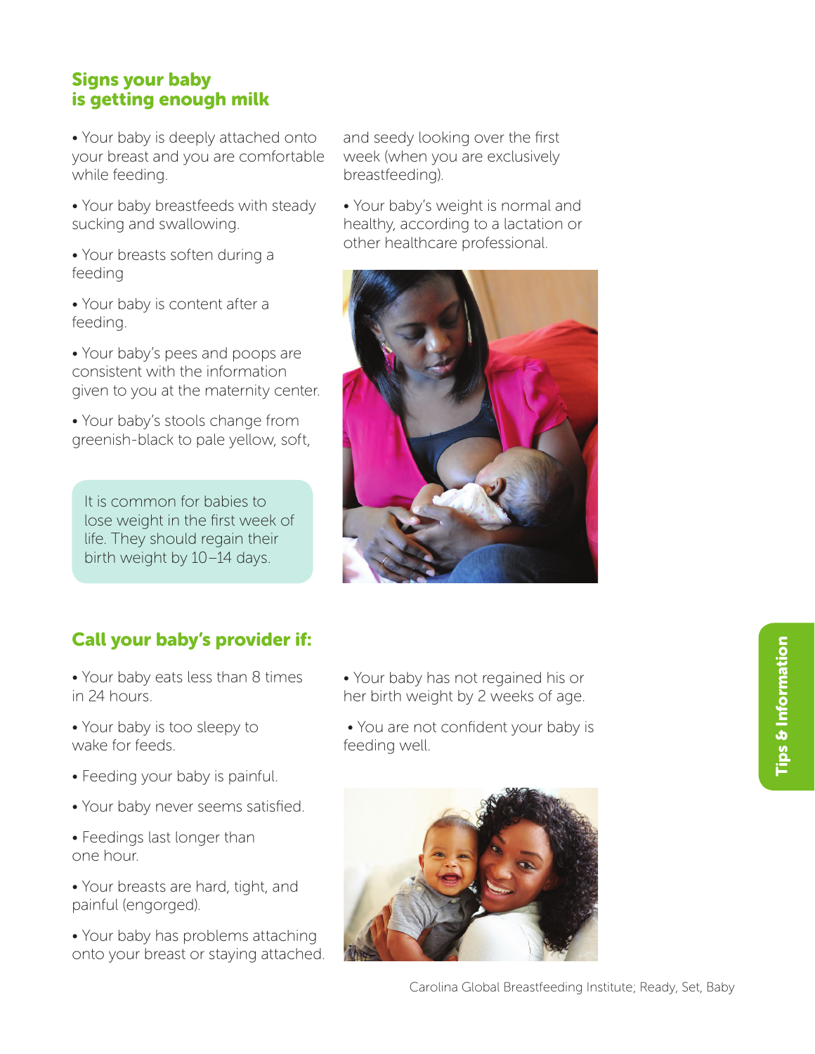## Signs your baby is getting enough milk

- Your baby is deeply attached onto your breast and you are comfortable while feeding.
- Your baby breastfeeds with steady sucking and swallowing.
- Your breasts soften during a feeding
- Your baby is content after a feeding.
- Your baby's pees and poops are consistent with the information given to you at the maternity center.
- Your baby's stools change from greenish-black to pale yellow, soft, and seedy looking over the first week (when you are exclusively breastfeeding).
- Your baby's weight is normal and healthy, according to a lactation or other healthcare professional.

It is common for babies to lose weight in the first week of life. They should regain their birth weight by 10–14 days.

## Call your baby's provider if:

- Your baby eats less than 8 times in 24 hours.
- Your baby is too sleepy to wake for feeds.
- Feeding your baby is painful.
- Your baby never seems satisfied.
- Feedings last longer than one hour.
- Your breasts are hard, tight, and painful (engorged).
- Your baby has problems attaching onto your breast or staying attached.
- Your baby has not regained his or her birth weight by 2 weeks of age.
- You are not confident your baby is feeding well.

Tips & Information

Carolina Global Breastfeeding Institute; Ready, Set, Baby